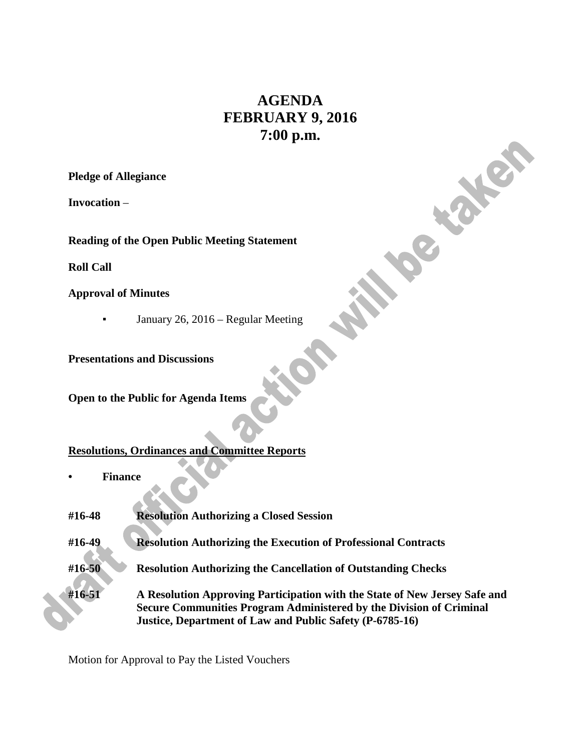# AGENDA
# FEBRUARY 9, 2016
# 7:00 p.m.

**Pledge of Allegiance**

**Invocation** –

**Reading of the Open Public Meeting Statement**

**Roll Call**

**Approval of Minutes**

- January 26, 2016 – Regular Meeting

**Presentations and Discussions**

**Open to the Public for Agenda Items**

**Resolutions, Ordinances and Committee Reports**

- **Finance**

**#16-48** **Resolution Authorizing a Closed Session**

**#16-49** **Resolution Authorizing the Execution of Professional Contracts**

**#16-50** **Resolution Authorizing the Cancellation of Outstanding Checks**

**#16-51** **A Resolution Approving Participation with the State of New Jersey Safe and Secure Communities Program Administered by the Division of Criminal Justice, Department of Law and Public Safety (P-6785-16)**

Motion for Approval to Pay the Listed Vouchers

draft official action will be taken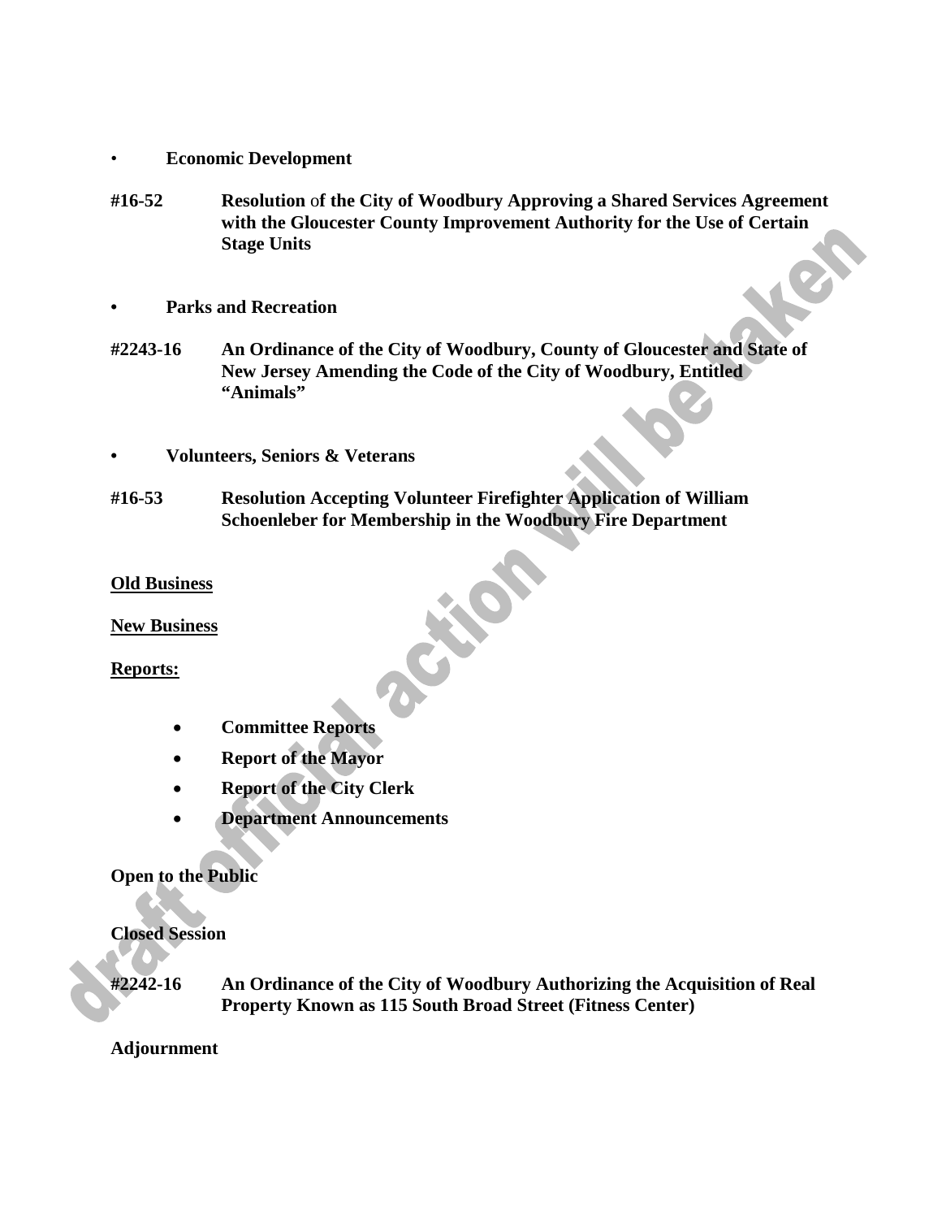- **Economic Development**

**#16-52** **Resolution** of **the City of Woodbury Approving a Shared Services Agreement with the Gloucester County Improvement Authority for the Use of Certain Stage Units**

- **Parks and Recreation**

**#2243-16** **An Ordinance of the City of Woodbury, County of Gloucester and State of New Jersey Amending the Code of the City of Woodbury, Entitled "Animals"**

- **Volunteers, Seniors & Veterans**

**#16-53** **Resolution Accepting Volunteer Firefighter Application of William Schoenleber for Membership in the Woodbury Fire Department**

**Old Business**

**New Business**

**Reports:**

- **Committee Reports**
- **Report of the Mayor**
- **Report of the City Clerk**
- **Department Announcements**

**Open to the Public**

**Closed Session**

**#2242-16** **An Ordinance of the City of Woodbury Authorizing the Acquisition of Real Property Known as 115 South Broad Street (Fitness Center)**

**Adjournment**

draft official action will be taken